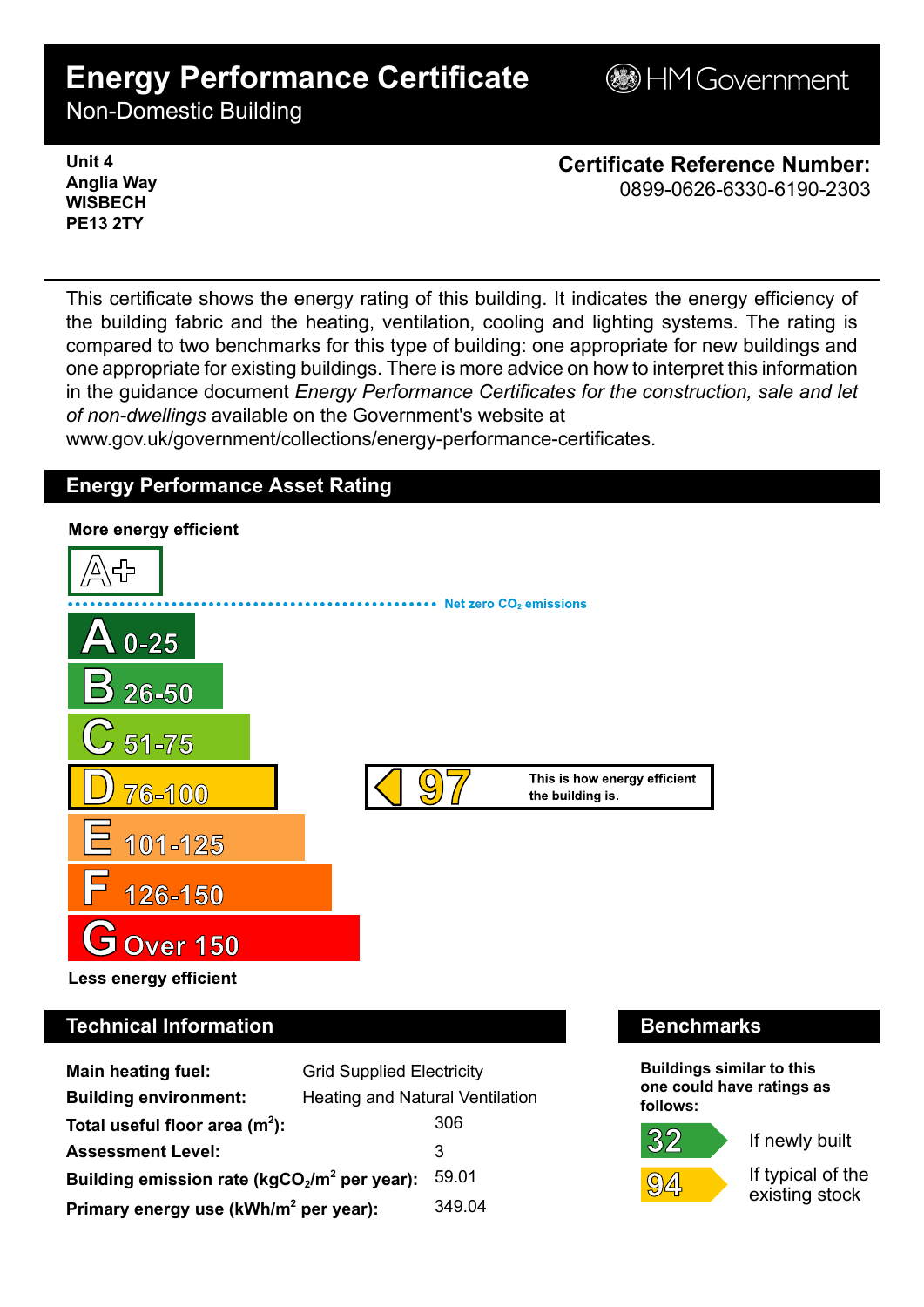# Energy Performance Certificate

Non-Domestic Building

HM Government

**Unit 4**
**Anglia Way**
**WISBECH**
**PE13 2TY**

**Certificate Reference Number:**
0899-0626-6330-6190-2303

This certificate shows the energy rating of this building. It indicates the energy efficiency of the building fabric and the heating, ventilation, cooling and lighting systems. The rating is compared to two benchmarks for this type of building: one appropriate for new buildings and one appropriate for existing buildings. There is more advice on how to interpret this information in the guidance document *Energy Performance Certificates for the construction, sale and let of non-dwellings* available on the Government's website at www.gov.uk/government/collections/energy-performance-certificates.

## Energy Performance Asset Rating

**More energy efficient**

A+

Net zero $CO_2$ emissions

- A 0-25
- B 26-50
- C 51-75
- D 76-100 — **97** This is how energy efficient the building is.
- E 101-125
- F 126-150
- G Over 150

**Less energy efficient**

## Technical Information

| | |
|---|---|
| **Main heating fuel:** | Grid Supplied Electricity |
| **Building environment:** | Heating and Natural Ventilation |
| **Total useful floor area ($m^2$):** | 306 |
| **Assessment Level:** | 3 |
| **Building emission rate ($kgCO_2/m^2$ per year):** | 59.01 |
| **Primary energy use ($kWh/m^2$ per year):** | 349.04 |

## Benchmarks

**Buildings similar to this one could have ratings as follows:**

- **32** If newly built
- **94** If typical of the existing stock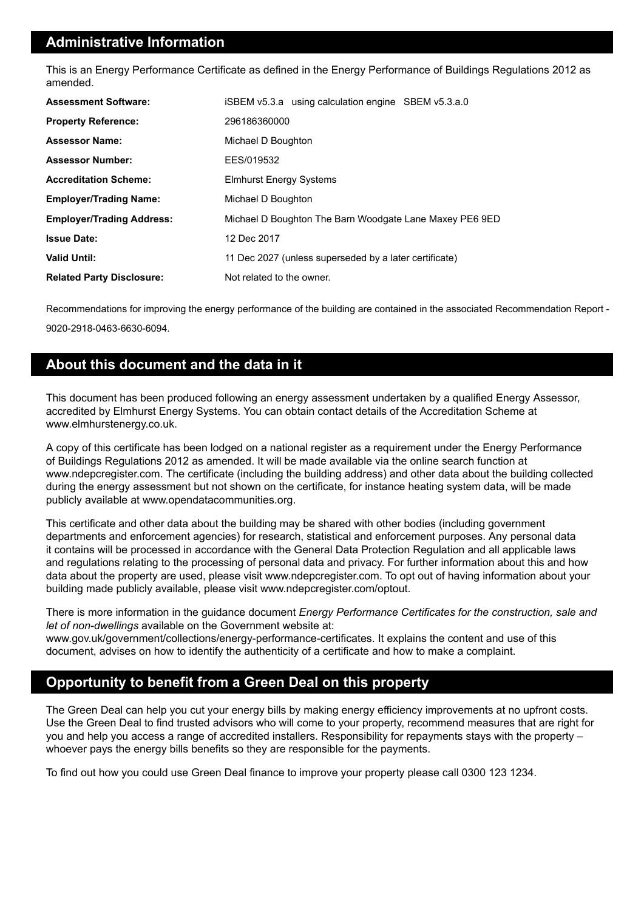## Administrative Information

This is an Energy Performance Certificate as defined in the Energy Performance of Buildings Regulations 2012 as amended.

| | |
|---|---|
| **Assessment Software:** | iSBEM v5.3.a using calculation engine SBEM v5.3.a.0 |
| **Property Reference:** | 296186360000 |
| **Assessor Name:** | Michael D Boughton |
| **Assessor Number:** | EES/019532 |
| **Accreditation Scheme:** | Elmhurst Energy Systems |
| **Employer/Trading Name:** | Michael D Boughton |
| **Employer/Trading Address:** | Michael D Boughton The Barn Woodgate Lane Maxey PE6 9ED |
| **Issue Date:** | 12 Dec 2017 |
| **Valid Until:** | 11 Dec 2027 (unless superseded by a later certificate) |
| **Related Party Disclosure:** | Not related to the owner. |

Recommendations for improving the energy performance of the building are contained in the associated Recommendation Report - 9020-2918-0463-6630-6094.

## About this document and the data in it

This document has been produced following an energy assessment undertaken by a qualified Energy Assessor, accredited by Elmhurst Energy Systems. You can obtain contact details of the Accreditation Scheme at www.elmhurstenergy.co.uk.

A copy of this certificate has been lodged on a national register as a requirement under the Energy Performance of Buildings Regulations 2012 as amended. It will be made available via the online search function at www.ndepcregister.com. The certificate (including the building address) and other data about the building collected during the energy assessment but not shown on the certificate, for instance heating system data, will be made publicly available at www.opendatacommunities.org.

This certificate and other data about the building may be shared with other bodies (including government departments and enforcement agencies) for research, statistical and enforcement purposes. Any personal data it contains will be processed in accordance with the General Data Protection Regulation and all applicable laws and regulations relating to the processing of personal data and privacy. For further information about this and how data about the property are used, please visit www.ndepcregister.com. To opt out of having information about your building made publicly available, please visit www.ndepcregister.com/optout.

There is more information in the guidance document *Energy Performance Certificates for the construction, sale and let of non-dwellings* available on the Government website at: www.gov.uk/government/collections/energy-performance-certificates. It explains the content and use of this document, advises on how to identify the authenticity of a certificate and how to make a complaint.

## Opportunity to benefit from a Green Deal on this property

The Green Deal can help you cut your energy bills by making energy efficiency improvements at no upfront costs. Use the Green Deal to find trusted advisors who will come to your property, recommend measures that are right for you and help you access a range of accredited installers. Responsibility for repayments stays with the property – whoever pays the energy bills benefits so they are responsible for the payments.

To find out how you could use Green Deal finance to improve your property please call 0300 123 1234.